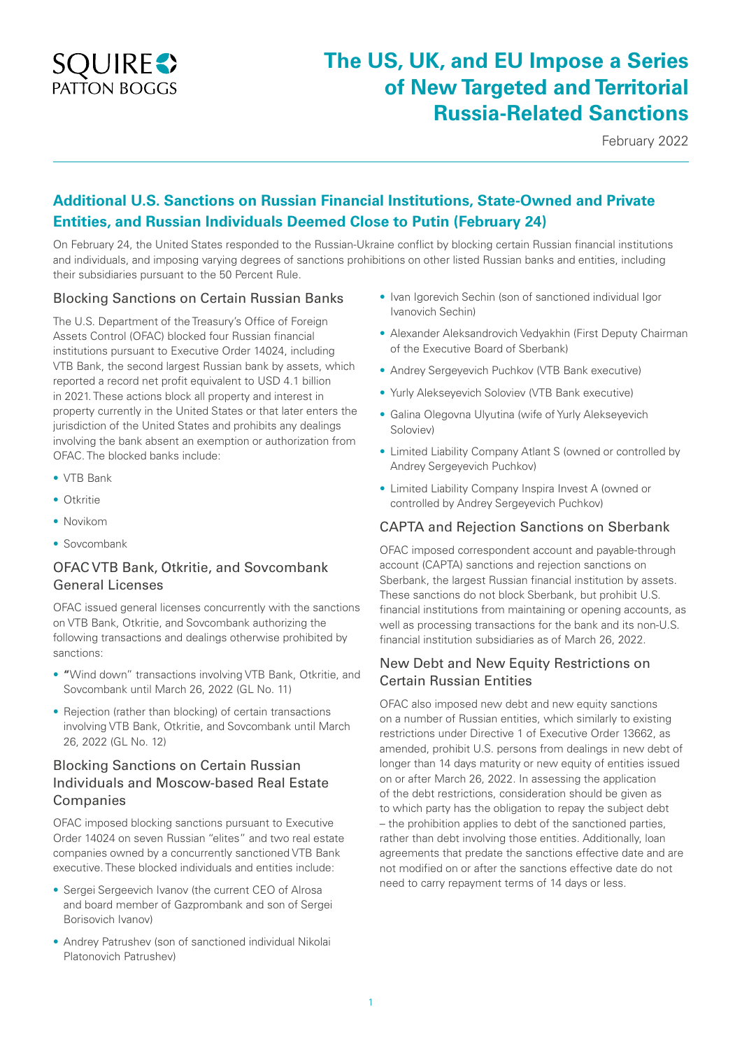# The US, UK, and EU Impose a Series of New Targeted and Territorial Russia-Related Sanctions

February 2022

## Additional U.S. Sanctions on Russian Financial Institutions, State-Owned and Private Entities, and Russian Individuals Deemed Close to Putin (February 24)

On February 24, the United States responded to the Russian-Ukraine conflict by blocking certain Russian financial institutions and individuals, and imposing varying degrees of sanctions prohibitions on other listed Russian banks and entities, including their subsidiaries pursuant to the 50 Percent Rule.

### Blocking Sanctions on Certain Russian Banks

The U.S. Department of the Treasury's Office of Foreign Assets Control (OFAC) blocked four Russian financial institutions pursuant to Executive Order 14024, including VTB Bank, the second largest Russian bank by assets, which reported a record net profit equivalent to USD 4.1 billion in 2021. These actions block all property and interest in property currently in the United States or that later enters the jurisdiction of the United States and prohibits any dealings involving the bank absent an exemption or authorization from OFAC. The blocked banks include:

- VTB Bank
- Otkritie
- Novikom
- Sovcombank

### OFAC VTB Bank, Otkritie, and Sovcombank General Licenses

OFAC issued general licenses concurrently with the sanctions on VTB Bank, Otkritie, and Sovcombank authorizing the following transactions and dealings otherwise prohibited by sanctions:

- **"**Wind down" transactions involving VTB Bank, Otkritie, and Sovcombank until March 26, 2022 (GL No. 11)
- Rejection (rather than blocking) of certain transactions involving VTB Bank, Otkritie, and Sovcombank until March 26, 2022 (GL No. 12)

### Blocking Sanctions on Certain Russian Individuals and Moscow-based Real Estate Companies

OFAC imposed blocking sanctions pursuant to Executive Order 14024 on seven Russian "elites" and two real estate companies owned by a concurrently sanctioned VTB Bank executive. These blocked individuals and entities include:

- Sergei Sergeevich Ivanov (the current CEO of Alrosa and board member of Gazprombank and son of Sergei Borisovich Ivanov)
- Andrey Patrushev (son of sanctioned individual Nikolai Platonovich Patrushev)
- Ivan Igorevich Sechin (son of sanctioned individual Igor Ivanovich Sechin)
- Alexander Aleksandrovich Vedyakhin (First Deputy Chairman of the Executive Board of Sberbank)
- Andrey Sergeyevich Puchkov (VTB Bank executive)
- Yurly Alekseyevich Soloviev (VTB Bank executive)
- Galina Olegovna Ulyutina (wife of Yurly Alekseyevich Soloviev)
- Limited Liability Company Atlant S (owned or controlled by Andrey Sergeyevich Puchkov)
- Limited Liability Company Inspira Invest A (owned or controlled by Andrey Sergeyevich Puchkov)

### CAPTA and Rejection Sanctions on Sberbank

OFAC imposed correspondent account and payable-through account (CAPTA) sanctions and rejection sanctions on Sberbank, the largest Russian financial institution by assets. These sanctions do not block Sberbank, but prohibit U.S. financial institutions from maintaining or opening accounts, as well as processing transactions for the bank and its non-U.S. financial institution subsidiaries as of March 26, 2022.

### New Debt and New Equity Restrictions on Certain Russian Entities

OFAC also imposed new debt and new equity sanctions on a number of Russian entities, which similarly to existing restrictions under Directive 1 of Executive Order 13662, as amended, prohibit U.S. persons from dealings in new debt of longer than 14 days maturity or new equity of entities issued on or after March 26, 2022. In assessing the application of the debt restrictions, consideration should be given as to which party has the obligation to repay the subject debt – the prohibition applies to debt of the sanctioned parties, rather than debt involving those entities. Additionally, loan agreements that predate the sanctions effective date and are not modified on or after the sanctions effective date do not need to carry repayment terms of 14 days or less.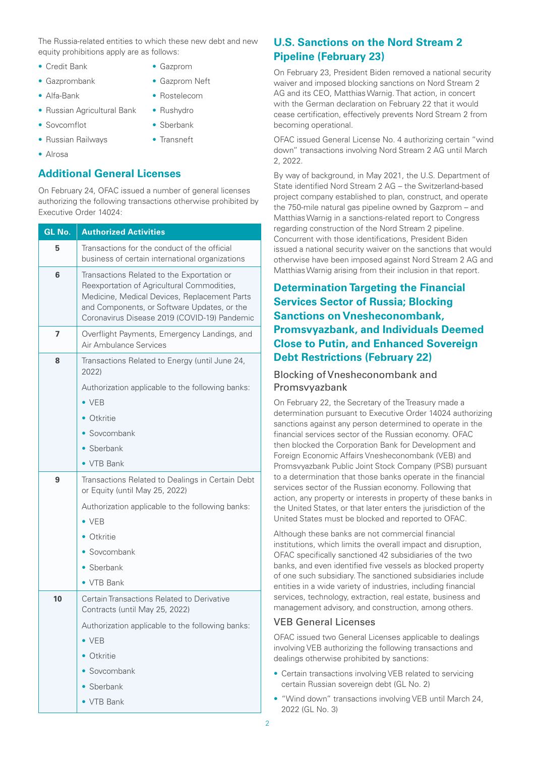The Russia-related entities to which these new debt and new equity prohibitions apply are as follows:

- Credit Bank
- Gazprombank
- Alfa-Bank
- Russian Agricultural Bank
- Sovcomflot
- Russian Railways
- Alrosa
- Gazprom
- Gazprom Neft
- Rostelecom
- Rushydro
- Sberbank
- Transneft

## Additional General Licenses

On February 24, OFAC issued a number of general licenses authorizing the following transactions otherwise prohibited by Executive Order 14024:

| GL No. | Authorized Activities |
|---|---|
| 5 | Transactions for the conduct of the official business of certain international organizations |
| 6 | Transactions Related to the Exportation or Reexportation of Agricultural Commodities, Medicine, Medical Devices, Replacement Parts and Components, or Software Updates, or the Coronavirus Disease 2019 (COVID-19) Pandemic |
| 7 | Overflight Payments, Emergency Landings, and Air Ambulance Services |
| 8 | Transactions Related to Energy (until June 24, 2022)<br>Authorization applicable to the following banks:<br>• VEB<br>• Otkritie<br>• Sovcombank<br>• Sberbank<br>• VTB Bank |
| 9 | Transactions Related to Dealings in Certain Debt or Equity (until May 25, 2022)<br>Authorization applicable to the following banks:<br>• VEB<br>• Otkritie<br>• Sovcombank<br>• Sberbank<br>• VTB Bank |
| 10 | Certain Transactions Related to Derivative Contracts (until May 25, 2022)<br>Authorization applicable to the following banks:<br>• VEB<br>• Otkritie<br>• Sovcombank<br>• Sberbank<br>• VTB Bank |

## U.S. Sanctions on the Nord Stream 2 Pipeline (February 23)

On February 23, President Biden removed a national security waiver and imposed blocking sanctions on Nord Stream 2 AG and its CEO, Matthias Warnig. That action, in concert with the German declaration on February 22 that it would cease certification, effectively prevents Nord Stream 2 from becoming operational.

OFAC issued General License No. 4 authorizing certain "wind down" transactions involving Nord Stream 2 AG until March 2, 2022.

By way of background, in May 2021, the U.S. Department of State identified Nord Stream 2 AG – the Switzerland-based project company established to plan, construct, and operate the 750-mile natural gas pipeline owned by Gazprom – and Matthias Warnig in a sanctions-related report to Congress regarding construction of the Nord Stream 2 pipeline. Concurrent with those identifications, President Biden issued a national security waiver on the sanctions that would otherwise have been imposed against Nord Stream 2 AG and Matthias Warnig arising from their inclusion in that report.

## Determination Targeting the Financial Services Sector of Russia; Blocking Sanctions on Vnesheconombank, Promsvyazbank, and Individuals Deemed Close to Putin, and Enhanced Sovereign Debt Restrictions (February 22)

### Blocking of Vnesheconombank and Promsvyazbank

On February 22, the Secretary of the Treasury made a determination pursuant to Executive Order 14024 authorizing sanctions against any person determined to operate in the financial services sector of the Russian economy. OFAC then blocked the Corporation Bank for Development and Foreign Economic Affairs Vnesheconombank (VEB) and Promsvyazbank Public Joint Stock Company (PSB) pursuant to a determination that those banks operate in the financial services sector of the Russian economy. Following that action, any property or interests in property of these banks in the United States, or that later enters the jurisdiction of the United States must be blocked and reported to OFAC.

Although these banks are not commercial financial institutions, which limits the overall impact and disruption, OFAC specifically sanctioned 42 subsidiaries of the two banks, and even identified five vessels as blocked property of one such subsidiary. The sanctioned subsidiaries include entities in a wide variety of industries, including financial services, technology, extraction, real estate, business and management advisory, and construction, among others.

### VEB General Licenses

OFAC issued two General Licenses applicable to dealings involving VEB authorizing the following transactions and dealings otherwise prohibited by sanctions:

- Certain transactions involving VEB related to servicing certain Russian sovereign debt (GL No. 2)
- "Wind down" transactions involving VEB until March 24, 2022 (GL No. 3)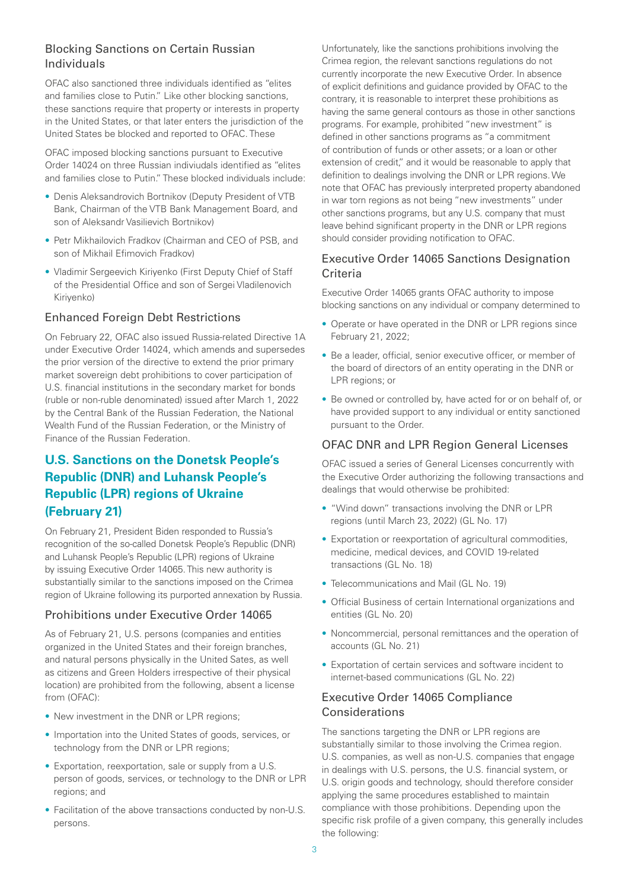### Blocking Sanctions on Certain Russian Individuals

OFAC also sanctioned three individuals identified as "elites and families close to Putin." Like other blocking sanctions, these sanctions require that property or interests in property in the United States, or that later enters the jurisdiction of the United States be blocked and reported to OFAC. These

OFAC imposed blocking sanctions pursuant to Executive Order 14024 on three Russian indiviudals identified as "elites and families close to Putin." These blocked individuals include:

- Denis Aleksandrovich Bortnikov (Deputy President of VTB Bank, Chairman of the VTB Bank Management Board, and son of Aleksandr Vasilievich Bortnikov)
- Petr Mikhailovich Fradkov (Chairman and CEO of PSB, and son of Mikhail Efimovich Fradkov)
- Vladimir Sergeevich Kiriyenko (First Deputy Chief of Staff of the Presidential Office and son of Sergei Vladilenovich Kiriyenko)

### Enhanced Foreign Debt Restrictions

On February 22, OFAC also issued Russia-related Directive 1A under Executive Order 14024, which amends and supersedes the prior version of the directive to extend the prior primary market sovereign debt prohibitions to cover participation of U.S. financial institutions in the secondary market for bonds (ruble or non-ruble denominated) issued after March 1, 2022 by the Central Bank of the Russian Federation, the National Wealth Fund of the Russian Federation, or the Ministry of Finance of the Russian Federation.

## U.S. Sanctions on the Donetsk People's Republic (DNR) and Luhansk People's Republic (LPR) regions of Ukraine (February 21)

On February 21, President Biden responded to Russia's recognition of the so-called Donetsk People's Republic (DNR) and Luhansk People's Republic (LPR) regions of Ukraine by issuing Executive Order 14065. This new authority is substantially similar to the sanctions imposed on the Crimea region of Ukraine following its purported annexation by Russia.

### Prohibitions under Executive Order 14065

As of February 21, U.S. persons (companies and entities organized in the United States and their foreign branches, and natural persons physically in the United Sates, as well as citizens and Green Holders irrespective of their physical location) are prohibited from the following, absent a license from (OFAC):

- New investment in the DNR or LPR regions;
- Importation into the United States of goods, services, or technology from the DNR or LPR regions;
- Exportation, reexportation, sale or supply from a U.S. person of goods, services, or technology to the DNR or LPR regions; and
- Facilitation of the above transactions conducted by non-U.S. persons.

Unfortunately, like the sanctions prohibitions involving the Crimea region, the relevant sanctions regulations do not currently incorporate the new Executive Order. In absence of explicit definitions and guidance provided by OFAC to the contrary, it is reasonable to interpret these prohibitions as having the same general contours as those in other sanctions programs. For example, prohibited "new investment" is defined in other sanctions programs as "a commitment of contribution of funds or other assets; or a loan or other extension of credit," and it would be reasonable to apply that definition to dealings involving the DNR or LPR regions. We note that OFAC has previously interpreted property abandoned in war torn regions as not being "new investments" under other sanctions programs, but any U.S. company that must leave behind significant property in the DNR or LPR regions should consider providing notification to OFAC.

### Executive Order 14065 Sanctions Designation Criteria

Executive Order 14065 grants OFAC authority to impose blocking sanctions on any individual or company determined to

- Operate or have operated in the DNR or LPR regions since February 21, 2022;
- Be a leader, official, senior executive officer, or member of the board of directors of an entity operating in the DNR or LPR regions; or
- Be owned or controlled by, have acted for or on behalf of, or have provided support to any individual or entity sanctioned pursuant to the Order.

### OFAC DNR and LPR Region General Licenses

OFAC issued a series of General Licenses concurrently with the Executive Order authorizing the following transactions and dealings that would otherwise be prohibited:

- "Wind down" transactions involving the DNR or LPR regions (until March 23, 2022) (GL No. 17)
- Exportation or reexportation of agricultural commodities, medicine, medical devices, and COVID 19-related transactions (GL No. 18)
- Telecommunications and Mail (GL No. 19)
- Official Business of certain International organizations and entities (GL No. 20)
- Noncommercial, personal remittances and the operation of accounts (GL No. 21)
- Exportation of certain services and software incident to internet-based communications (GL No. 22)

### Executive Order 14065 Compliance Considerations

The sanctions targeting the DNR or LPR regions are substantially similar to those involving the Crimea region. U.S. companies, as well as non-U.S. companies that engage in dealings with U.S. persons, the U.S. financial system, or U.S. origin goods and technology, should therefore consider applying the same procedures established to maintain compliance with those prohibitions. Depending upon the specific risk profile of a given company, this generally includes the following: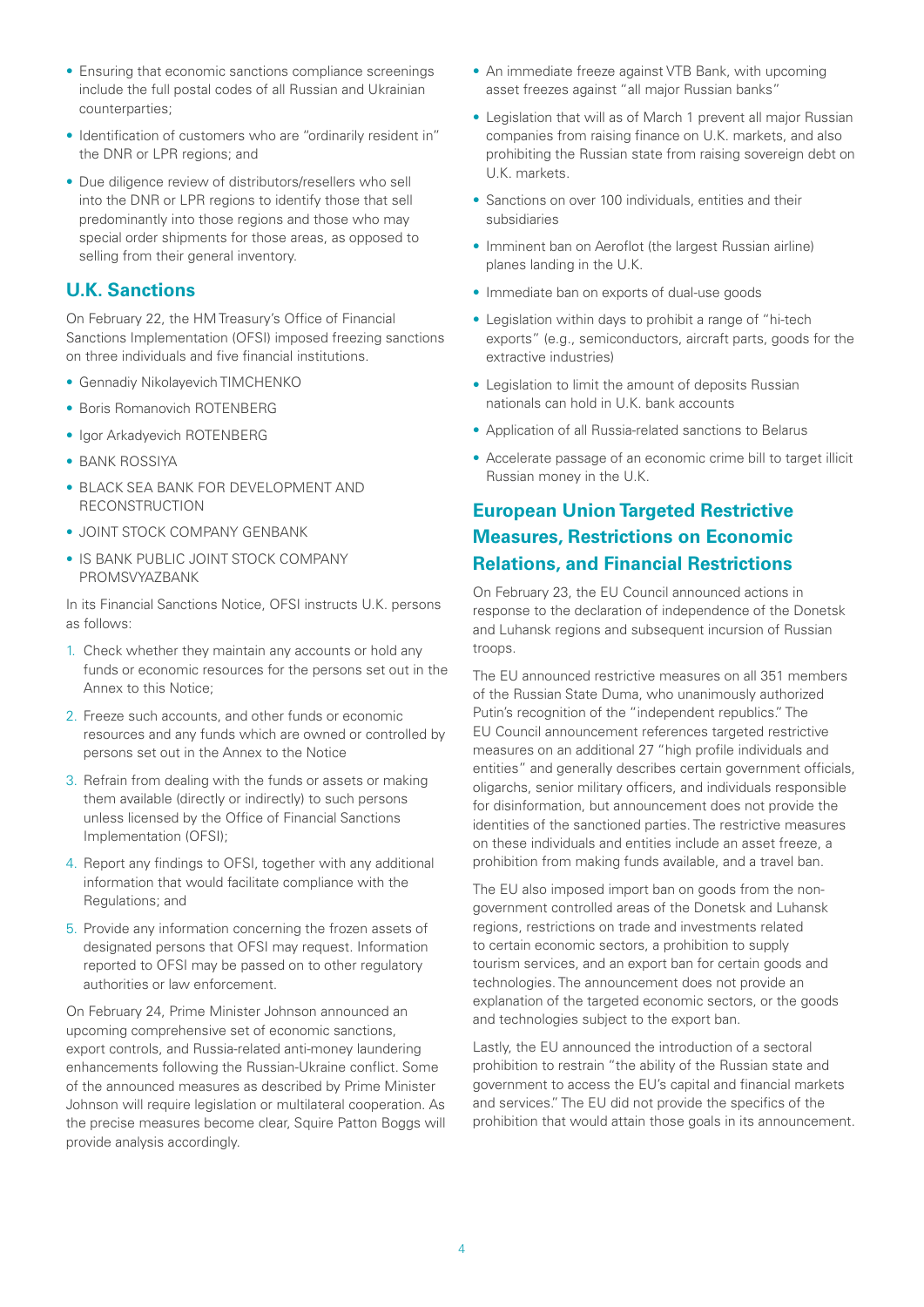- Ensuring that economic sanctions compliance screenings include the full postal codes of all Russian and Ukrainian counterparties;
- Identification of customers who are "ordinarily resident in" the DNR or LPR regions; and
- Due diligence review of distributors/resellers who sell into the DNR or LPR regions to identify those that sell predominantly into those regions and those who may special order shipments for those areas, as opposed to selling from their general inventory.

## U.K. Sanctions

On February 22, the HM Treasury's Office of Financial Sanctions Implementation (OFSI) imposed freezing sanctions on three individuals and five financial institutions.

- Gennadiy Nikolayevich TIMCHENKO
- Boris Romanovich ROTENBERG
- Igor Arkadyevich ROTENBERG
- BANK ROSSIYA
- BLACK SEA BANK FOR DEVELOPMENT AND RECONSTRUCTION
- JOINT STOCK COMPANY GENBANK
- IS BANK PUBLIC JOINT STOCK COMPANY PROMSVYAZBANK

In its Financial Sanctions Notice, OFSI instructs U.K. persons as follows:

1. Check whether they maintain any accounts or hold any funds or economic resources for the persons set out in the Annex to this Notice;
2. Freeze such accounts, and other funds or economic resources and any funds which are owned or controlled by persons set out in the Annex to the Notice
3. Refrain from dealing with the funds or assets or making them available (directly or indirectly) to such persons unless licensed by the Office of Financial Sanctions Implementation (OFSI);
4. Report any findings to OFSI, together with any additional information that would facilitate compliance with the Regulations; and
5. Provide any information concerning the frozen assets of designated persons that OFSI may request. Information reported to OFSI may be passed on to other regulatory authorities or law enforcement.

On February 24, Prime Minister Johnson announced an upcoming comprehensive set of economic sanctions, export controls, and Russia-related anti-money laundering enhancements following the Russian-Ukraine conflict. Some of the announced measures as described by Prime Minister Johnson will require legislation or multilateral cooperation. As the precise measures become clear, Squire Patton Boggs will provide analysis accordingly.

- An immediate freeze against VTB Bank, with upcoming asset freezes against "all major Russian banks"
- Legislation that will as of March 1 prevent all major Russian companies from raising finance on U.K. markets, and also prohibiting the Russian state from raising sovereign debt on U.K. markets.
- Sanctions on over 100 individuals, entities and their subsidiaries
- Imminent ban on Aeroflot (the largest Russian airline) planes landing in the U.K.
- Immediate ban on exports of dual-use goods
- Legislation within days to prohibit a range of "hi-tech exports" (e.g., semiconductors, aircraft parts, goods for the extractive industries)
- Legislation to limit the amount of deposits Russian nationals can hold in U.K. bank accounts
- Application of all Russia-related sanctions to Belarus
- Accelerate passage of an economic crime bill to target illicit Russian money in the U.K.

## European Union Targeted Restrictive Measures, Restrictions on Economic Relations, and Financial Restrictions

On February 23, the EU Council announced actions in response to the declaration of independence of the Donetsk and Luhansk regions and subsequent incursion of Russian troops.

The EU announced restrictive measures on all 351 members of the Russian State Duma, who unanimously authorized Putin's recognition of the "independent republics." The EU Council announcement references targeted restrictive measures on an additional 27 "high profile individuals and entities" and generally describes certain government officials, oligarchs, senior military officers, and individuals responsible for disinformation, but announcement does not provide the identities of the sanctioned parties. The restrictive measures on these individuals and entities include an asset freeze, a prohibition from making funds available, and a travel ban.

The EU also imposed import ban on goods from the non-government controlled areas of the Donetsk and Luhansk regions, restrictions on trade and investments related to certain economic sectors, a prohibition to supply tourism services, and an export ban for certain goods and technologies. The announcement does not provide an explanation of the targeted economic sectors, or the goods and technologies subject to the export ban.

Lastly, the EU announced the introduction of a sectoral prohibition to restrain "the ability of the Russian state and government to access the EU's capital and financial markets and services." The EU did not provide the specifics of the prohibition that would attain those goals in its announcement.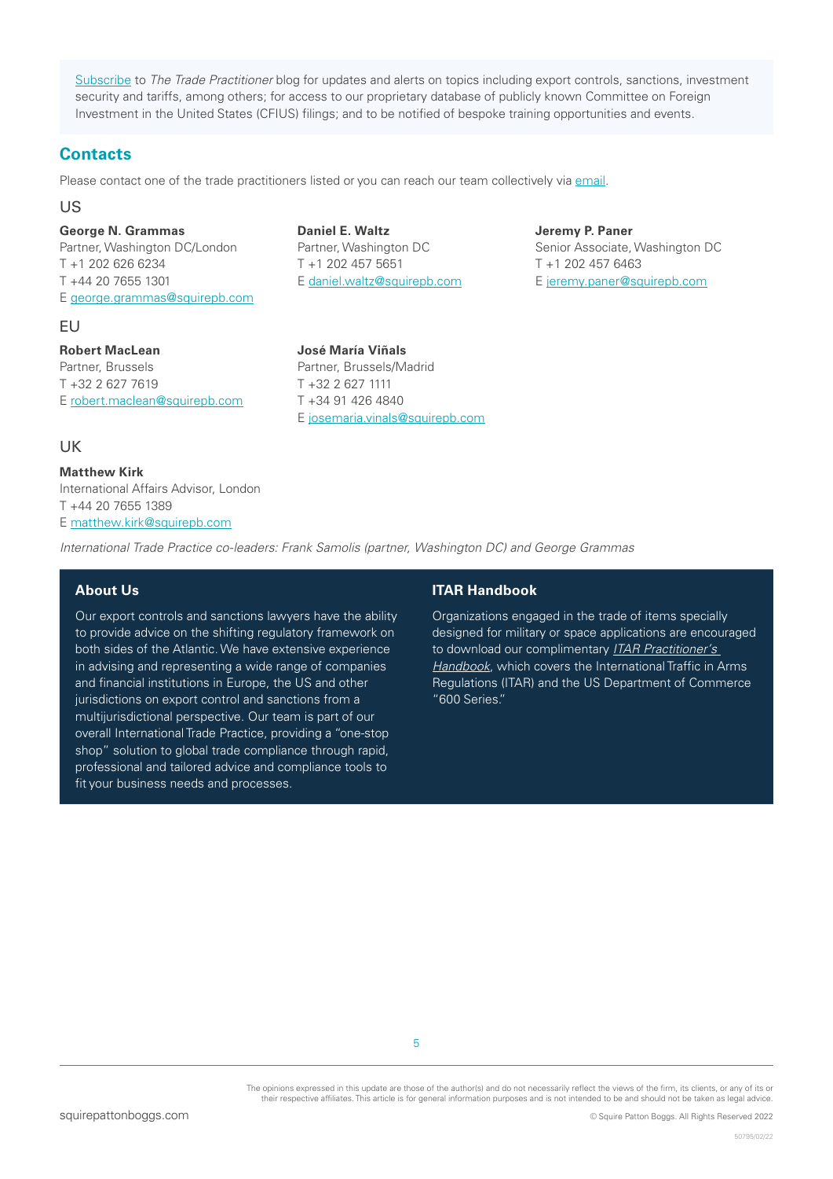Subscribe to *The Trade Practitioner* blog for updates and alerts on topics including export controls, sanctions, investment security and tariffs, among others; for access to our proprietary database of publicly known Committee on Foreign Investment in the United States (CFIUS) filings; and to be notified of bespoke training opportunities and events.

## Contacts

Please contact one of the trade practitioners listed or you can reach our team collectively via email.

### US

**George N. Grammas**
Partner, Washington DC/London
T +1 202 626 6234
T +44 20 7655 1301
E george.grammas@squirepb.com

**Daniel E. Waltz**
Partner, Washington DC
T +1 202 457 5651
E daniel.waltz@squirepb.com

**Jeremy P. Paner**
Senior Associate, Washington DC
T +1 202 457 6463
E jeremy.paner@squirepb.com

### EU

**Robert MacLean**
Partner, Brussels
T +32 2 627 7619
E robert.maclean@squirepb.com

**José María Viñals**
Partner, Brussels/Madrid
T +32 2 627 1111
T +34 91 426 4840
E josemaria.vinals@squirepb.com

### UK

**Matthew Kirk**
International Affairs Advisor, London
T +44 20 7655 1389
E matthew.kirk@squirepb.com

*International Trade Practice co-leaders: Frank Samolis (partner, Washington DC) and George Grammas*

### About Us

Our export controls and sanctions lawyers have the ability to provide advice on the shifting regulatory framework on both sides of the Atlantic. We have extensive experience in advising and representing a wide range of companies and financial institutions in Europe, the US and other jurisdictions on export control and sanctions from a multijurisdictional perspective. Our team is part of our overall International Trade Practice, providing a "one-stop shop" solution to global trade compliance through rapid, professional and tailored advice and compliance tools to fit your business needs and processes.

### ITAR Handbook

Organizations engaged in the trade of items specially designed for military or space applications are encouraged to download our complimentary *ITAR Practitioner's Handbook*, which covers the International Traffic in Arms Regulations (ITAR) and the US Department of Commerce "600 Series."

The opinions expressed in this update are those of the author(s) and do not necessarily reflect the views of the firm, its clients, or any of its or their respective affiliates. This article is for general information purposes and is not intended to be and should not be taken as legal advice.

squirepattonboggs.com

© Squire Patton Boggs. All Rights Reserved 2022

50795/02/22